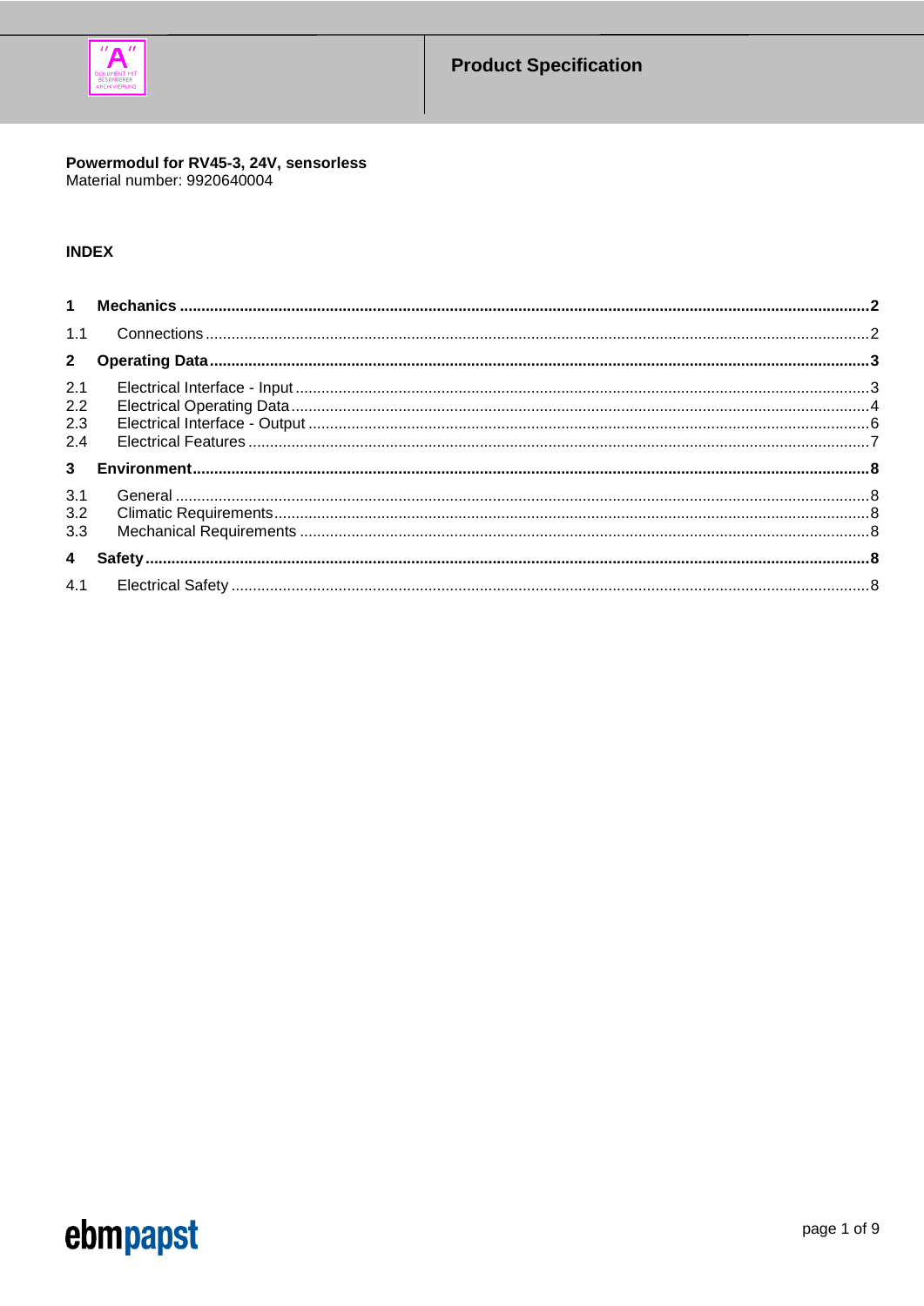**Product Specification**

**Powermodul for RV45-3, 24V, sensorless**
Material number: 9920640004

**INDEX**

| | | |
|---|---|---|
| **1** | **Mechanics** | **2** |
| 1.1 | Connections | 2 |
| **2** | **Operating Data** | **3** |
| 2.1 | Electrical Interface - Input | 3 |
| 2.2 | Electrical Operating Data | 4 |
| 2.3 | Electrical Interface - Output | 6 |
| 2.4 | Electrical Features | 7 |
| **3** | **Environment** | **8** |
| 3.1 | General | 8 |
| 3.2 | Climatic Requirements | 8 |
| 3.3 | Mechanical Requirements | 8 |
| **4** | **Safety** | **8** |
| 4.1 | Electrical Safety | 8 |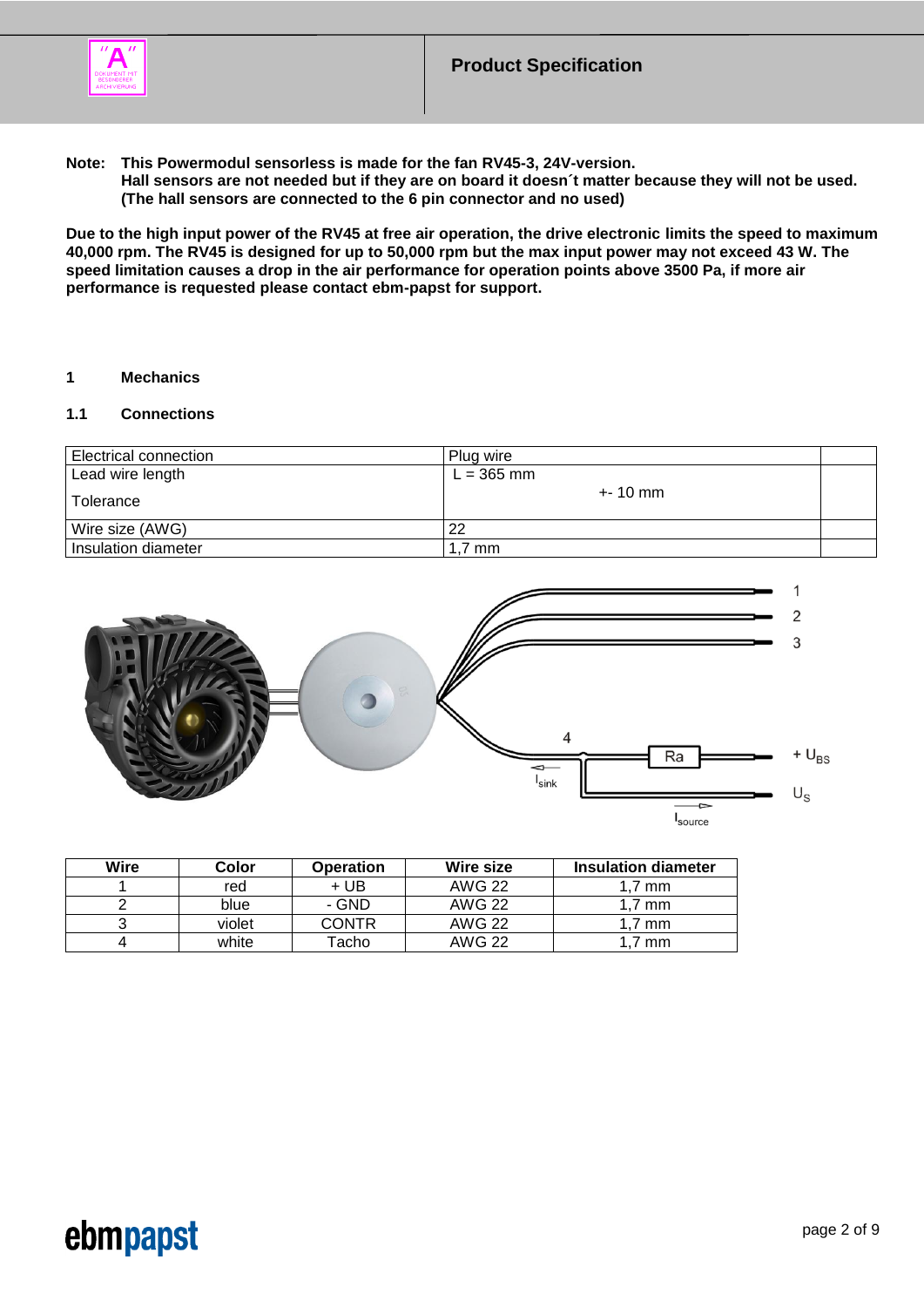**Note: This Powermodul sensorless is made for the fan RV45-3, 24V-version.**
**Hall sensors are not needed but if they are on board it doesn´t matter because they will not be used.**
**(The hall sensors are connected to the 6 pin connector and no used)**

**Due to the high input power of the RV45 at free air operation, the drive electronic limits the speed to maximum 40,000 rpm. The RV45 is designed for up to 50,000 rpm but the max input power may not exceed 43 W. The speed limitation causes a drop in the air performance for operation points above 3500 Pa, if more air performance is requested please contact ebm-papst for support.**

# 1 Mechanics

## 1.1 Connections

| Electrical connection | Plug wire | |
|---|---|---|
| Lead wire length<br>Tolerance | L = 365 mm<br>+- 10 mm | |
| Wire size (AWG) | 22 | |
| Insulation diameter | 1,7 mm | |

1 2 3 4 Ra $+U_{BS}$ $U_S$ $I_{sink}$ $I_{source}$

| Wire | Color | Operation | Wire size | Insulation diameter |
|---|---|---|---|---|
| 1 | red | + UB | AWG 22 | 1,7 mm |
| 2 | blue | - GND | AWG 22 | 1,7 mm |
| 3 | violet | CONTR | AWG 22 | 1,7 mm |
| 4 | white | Tacho | AWG 22 | 1,7 mm |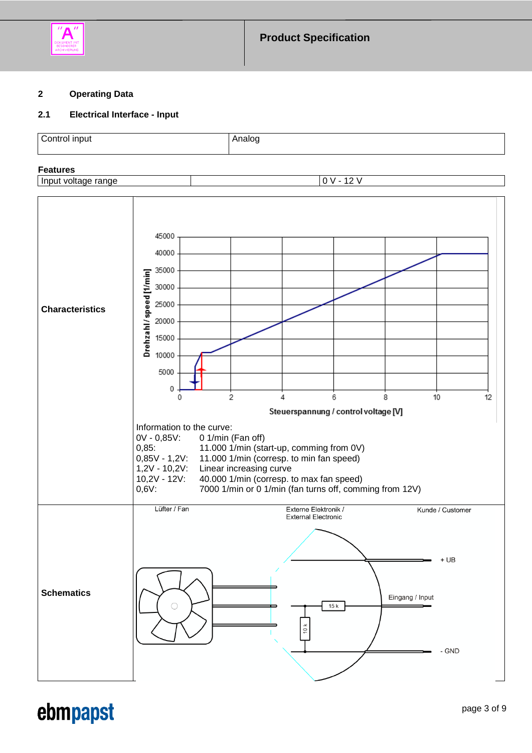## 2 Operating Data

### 2.1 Electrical Interface - Input

| Control input | Analog |
|---|---|

**Features**

| Input voltage range | | 0 V - 12 V |
|---|---|---|

**Characteristics**

Information to the curve:

| | |
|---|---|
| 0V - 0,85V: | 0 1/min (Fan off) |
| 0,85: | 11.000 1/min (start-up, comming from 0V) |
| 0,85V - 1,2V: | 11.000 1/min (corresp. to min fan speed) |
| 1,2V - 10,2V: | Linear increasing curve |
| 10,2V - 12V: | 40.000 1/min (corresp. to max fan speed) |
| 0,6V: | 7000 1/min or 0 1/min (fan turns off, comming from 12V) |

**Schematics**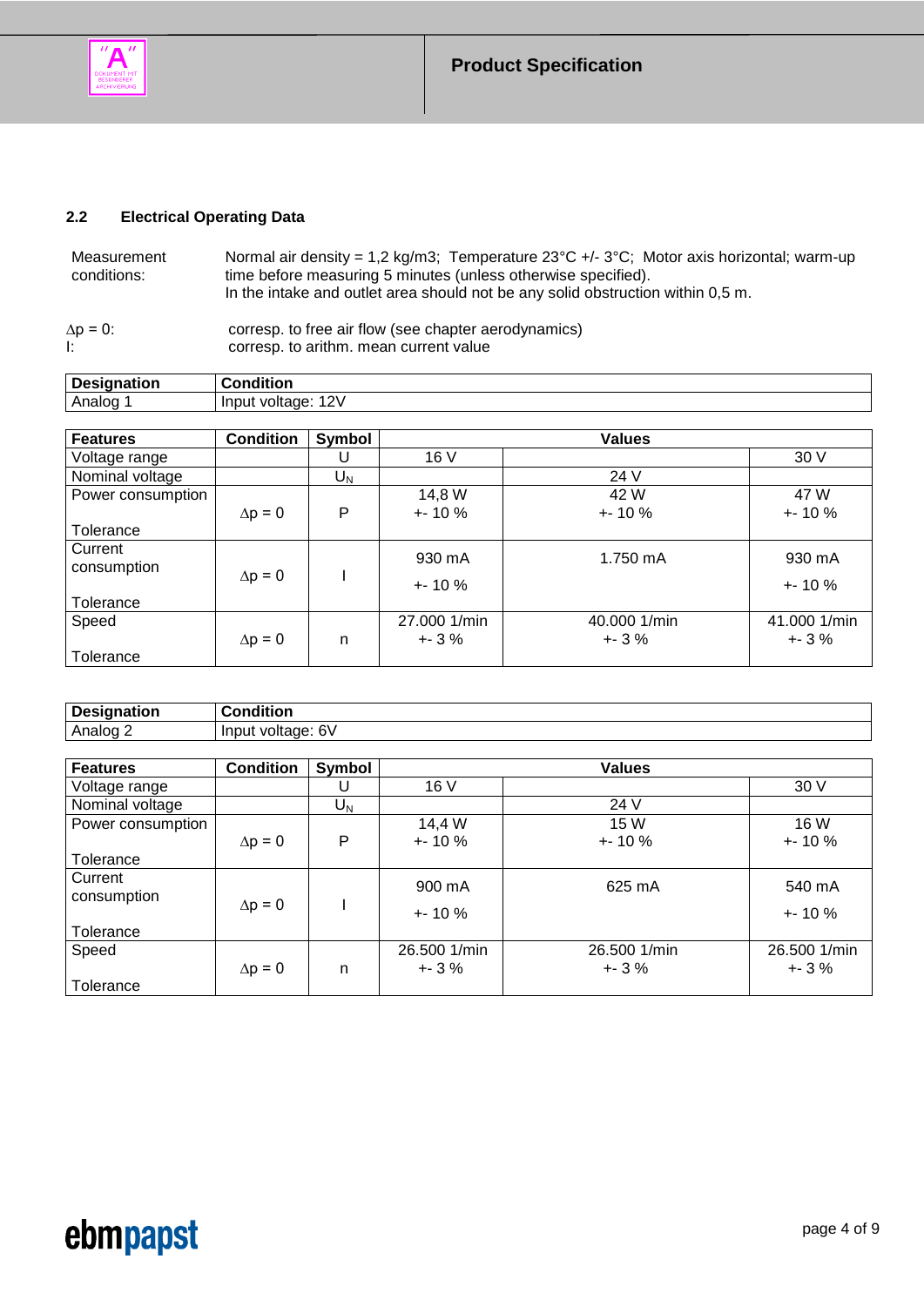## 2.2 Electrical Operating Data

| Measurement conditions: | Normal air density = 1,2 kg/m3; Temperature 23°C +/- 3°C; Motor axis horizontal; warm-up time before measuring 5 minutes (unless otherwise specified). In the intake and outlet area should not be any solid obstruction within 0,5 m. |
|---|---|

$\Delta p = 0$: corresp. to free air flow (see chapter aerodynamics)
I: corresp. to arithm. mean current value

| Designation | Condition |
|---|---|
| Analog 1 | Input voltage: 12V |

| Features | Condition | Symbol | Values | | |
|---|---|---|---|---|---|
| Voltage range | | U | 16 V | | 30 V |
| Nominal voltage | | $U_N$ | | 24 V | |
| Power consumption<br>Tolerance | $\Delta p = 0$ | P | 14,8 W<br>+- 10 % | 42 W<br>+- 10 % | 47 W<br>+- 10 % |
| Current consumption<br>Tolerance | $\Delta p = 0$ | I | 930 mA<br>+- 10 % | 1.750 mA | 930 mA<br>+- 10 % |
| Speed<br>Tolerance | $\Delta p = 0$ | n | 27.000 1/min<br>+- 3 % | 40.000 1/min<br>+- 3 % | 41.000 1/min<br>+- 3 % |

| Designation | Condition |
|---|---|
| Analog 2 | Input voltage: 6V |

| Features | Condition | Symbol | Values | | |
|---|---|---|---|---|---|
| Voltage range | | U | 16 V | | 30 V |
| Nominal voltage | | $U_N$ | | 24 V | |
| Power consumption<br>Tolerance | $\Delta p = 0$ | P | 14,4 W<br>+- 10 % | 15 W<br>+- 10 % | 16 W<br>+- 10 % |
| Current consumption<br>Tolerance | $\Delta p = 0$ | I | 900 mA<br>+- 10 % | 625 mA | 540 mA<br>+- 10 % |
| Speed<br>Tolerance | $\Delta p = 0$ | n | 26.500 1/min<br>+- 3 % | 26.500 1/min<br>+- 3 % | 26.500 1/min<br>+- 3 % |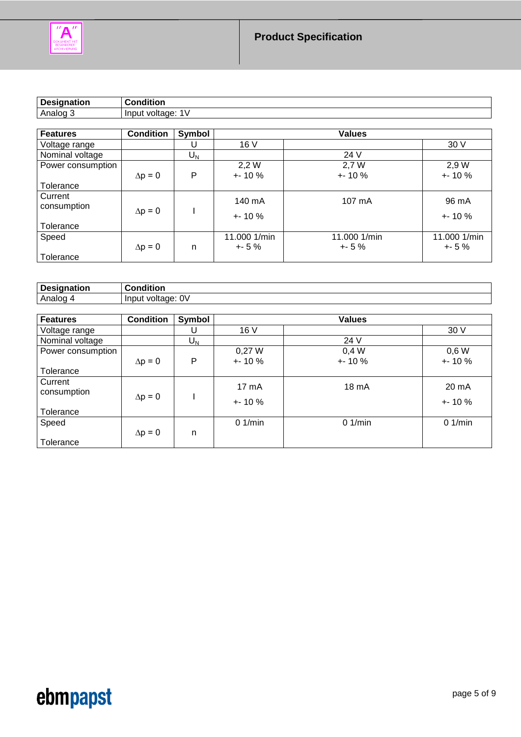## Product Specification

| Designation | Condition |
|---|---|
| Analog 3 | Input voltage: 1V |

| Features | Condition | Symbol | Values | | |
|---|---|---|---|---|---|
| Voltage range | | U | 16 V | | 30 V |
| Nominal voltage | | $U_N$ | | 24 V | |
| Power consumption<br>Tolerance | $\Delta p = 0$ | P | 2,2 W<br>+- 10 % | 2,7 W<br>+- 10 % | 2,9 W<br>+- 10 % |
| Current consumption<br>Tolerance | $\Delta p = 0$ | I | 140 mA<br>+- 10 % | 107 mA | 96 mA<br>+- 10 % |
| Speed<br>Tolerance | $\Delta p = 0$ | n | 11.000 1/min<br>+- 5 % | 11.000 1/min<br>+- 5 % | 11.000 1/min<br>+- 5 % |

| Designation | Condition |
|---|---|
| Analog 4 | Input voltage: 0V |

| Features | Condition | Symbol | Values | | |
|---|---|---|---|---|---|
| Voltage range | | U | 16 V | | 30 V |
| Nominal voltage | | $U_N$ | | 24 V | |
| Power consumption<br>Tolerance | $\Delta p = 0$ | P | 0,27 W<br>+- 10 % | 0,4 W<br>+- 10 % | 0,6 W<br>+- 10 % |
| Current consumption<br>Tolerance | $\Delta p = 0$ | I | 17 mA<br>+- 10 % | 18 mA | 20 mA<br>+- 10 % |
| Speed<br>Tolerance | $\Delta p = 0$ | n | 0 1/min | 0 1/min | 0 1/min |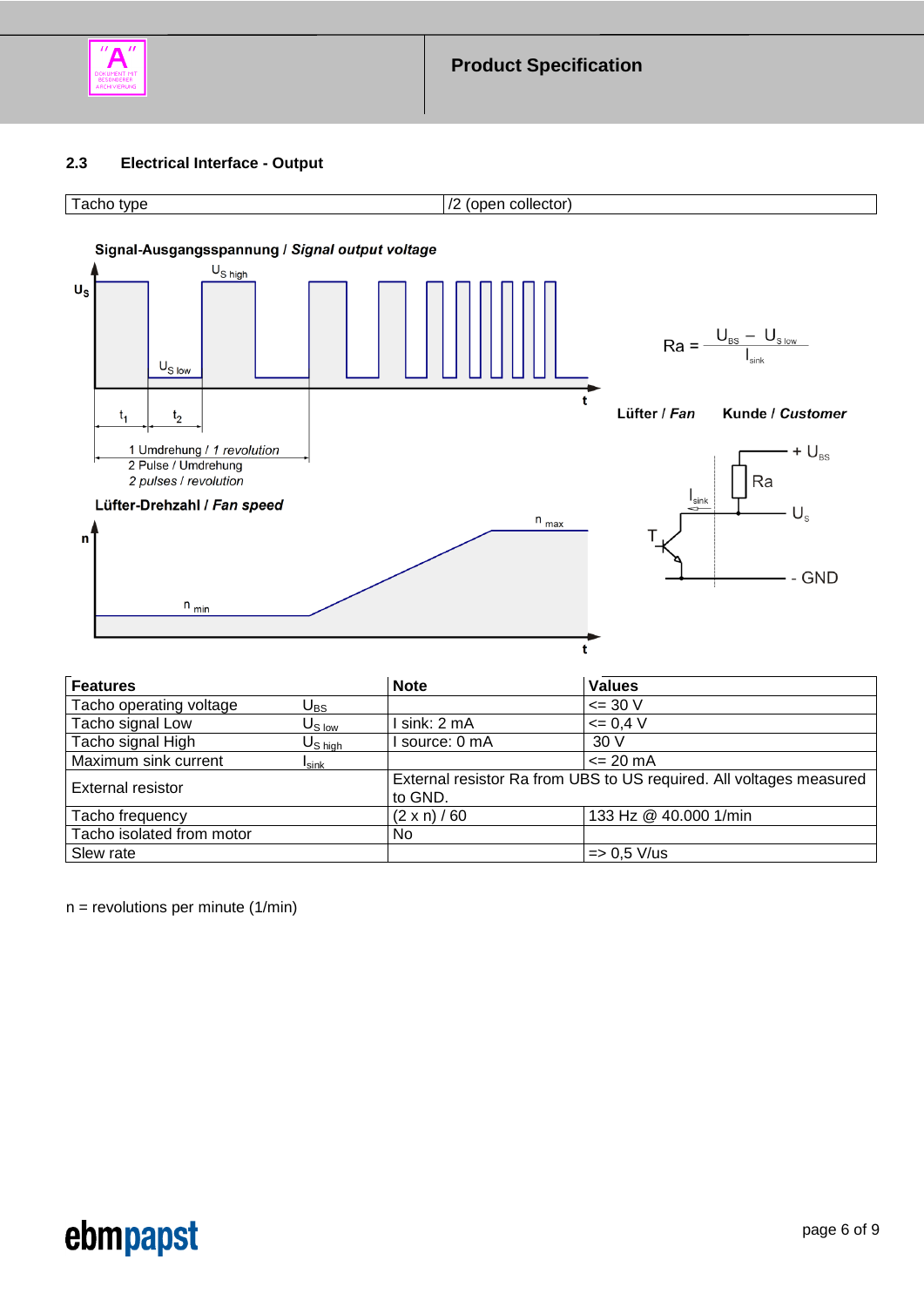## 2.3 Electrical Interface - Output

| Tacho type | /2 (open collector) |
|---|---|

**Signal-Ausgangsspannung / *Signal output voltage***

$U_S$, $U_{S\ high}$, $U_{S\ low}$, $t_1$, $t_2$, t

1 Umdrehung / *1 revolution*
2 Pulse / Umdrehung
*2 pulses / revolution*

**Lüfter-Drehzahl / *Fan speed***

n, $n_{max}$, $n_{min}$, t

$$Ra = \frac{U_{BS} - U_{S\ low}}{I_{sink}}$$

**Lüfter / *Fan*** **Kunde / *Customer***

$+ U_{BS}$, Ra, $I_{sink}$, $U_S$, T, - GND

| Features | | Note | Values |
|---|---|---|---|
| Tacho operating voltage | $U_{BS}$ | | <= 30 V |
| Tacho signal Low | $U_{S\ low}$ | I sink: 2 mA | <= 0,4 V |
| Tacho signal High | $U_{S\ high}$ | I source: 0 mA | 30 V |
| Maximum sink current | $I_{sink}$ | | <= 20 mA |
| External resistor | | External resistor Ra from UBS to US required. All voltages measured to GND. | |
| Tacho frequency | | (2 x n) / 60 | 133 Hz @ 40.000 1/min |
| Tacho isolated from motor | | No | |
| Slew rate | | | => 0,5 V/us |

n = revolutions per minute (1/min)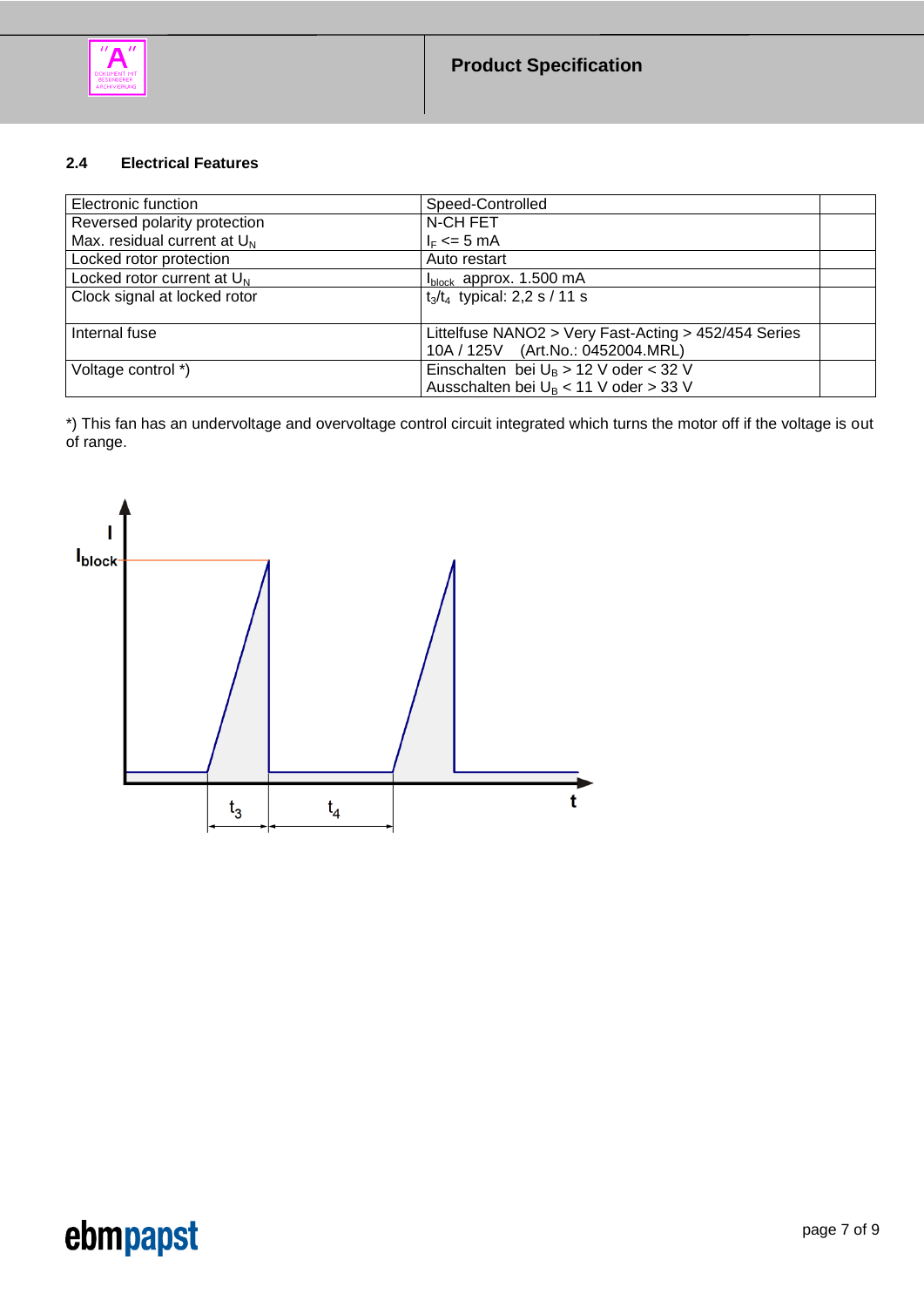### 2.4 Electrical Features

| | | |
|---|---|---|
| Electronic function | Speed-Controlled | |
| Reversed polarity protection<br>Max. residual current at $U_N$ | N-CH FET<br>$I_F$ <= 5 mA | |
| Locked rotor protection | Auto restart | |
| Locked rotor current at $U_N$ | $I_{block}$ approx. 1.500 mA | |
| Clock signal at locked rotor | $t_3/t_4$ typical: 2,2 s / 11 s | |
| Internal fuse | Littelfuse NANO2 > Very Fast-Acting > 452/454 Series<br>10A / 125V (Art.No.: 0452004.MRL) | |
| Voltage control *) | Einschalten bei $U_B$ > 12 V oder < 32 V<br>Ausschalten bei $U_B$ < 11 V oder > 33 V | |

*) This fan has an undervoltage and overvoltage control circuit integrated which turns the motor off if the voltage is out of range.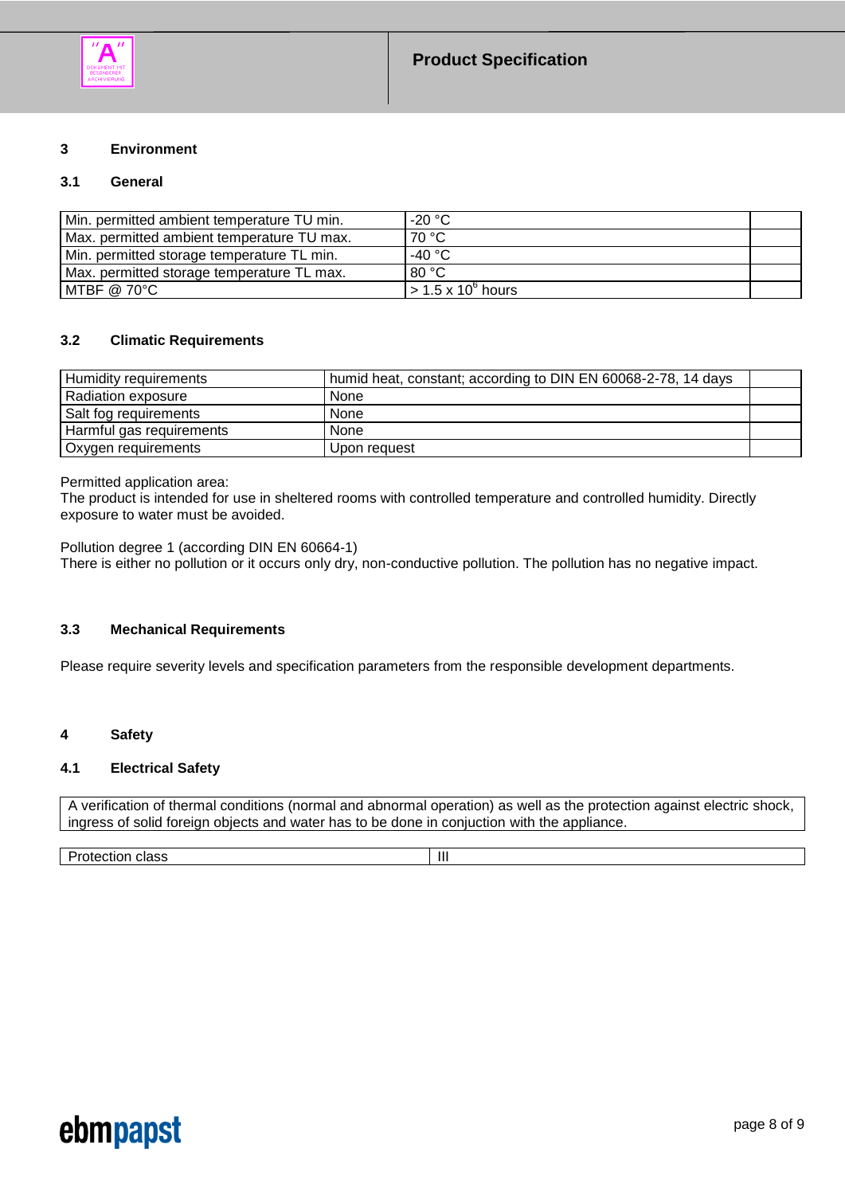## 3 Environment

### 3.1 General

| | | |
|---|---|---|
| Min. permitted ambient temperature TU min. | -20 °C | |
| Max. permitted ambient temperature TU max. | 70 °C | |
| Min. permitted storage temperature TL min. | -40 °C | |
| Max. permitted storage temperature TL max. | 80 °C | |
| MTBF @ 70°C | > 1.5 x $10^6$ hours | |

### 3.2 Climatic Requirements

| | | |
|---|---|---|
| Humidity requirements | humid heat, constant; according to DIN EN 60068-2-78, 14 days | |
| Radiation exposure | None | |
| Salt fog requirements | None | |
| Harmful gas requirements | None | |
| Oxygen requirements | Upon request | |

Permitted application area:
The product is intended for use in sheltered rooms with controlled temperature and controlled humidity. Directly exposure to water must be avoided.

Pollution degree 1 (according DIN EN 60664-1)
There is either no pollution or it occurs only dry, non-conductive pollution. The pollution has no negative impact.

### 3.3 Mechanical Requirements

Please require severity levels and specification parameters from the responsible development departments.

## 4 Safety

### 4.1 Electrical Safety

A verification of thermal conditions (normal and abnormal operation) as well as the protection against electric shock, ingress of solid foreign objects and water has to be done in conjuction with the appliance.

| | |
|---|---|
| Protection class | III |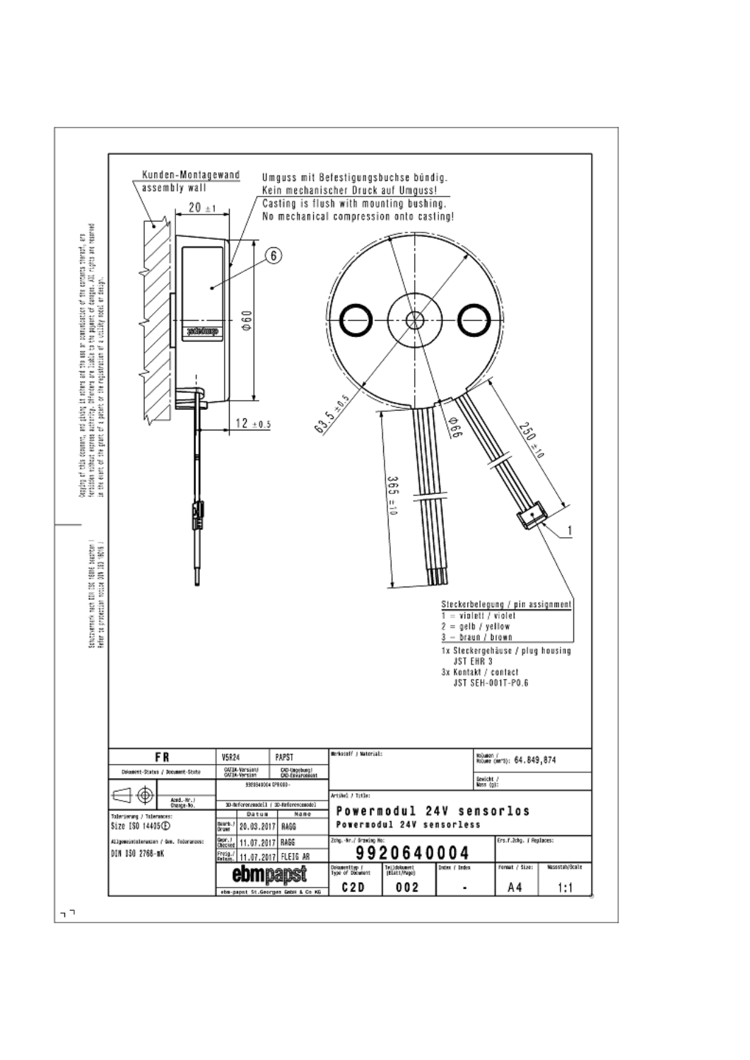Kunden-Montagewand
assembly wall

Umguss mit Befestigungsbuchse bündig.
Kein mechanischer Druck auf Umguss!
Casting is flush with mounting bushing.
No mechanical compression onto casting!

20 ±1

6

Φ60

12 ±0.5

63,5 ±0,5

Φ66

250 ±10

365 ±10

1

Steckerbelegung / pin assignment
1 = violett / violet
2 = gelb / yellow
3 = braun / brown
1x Steckergehäuse / plug housing
JST EHR 3
3x Kontakt / contact
JST SEH-001T-P0.6

Copying of this document, and giving it others and the use or communication of the contents thereof, are forbidden without express authority. Offenders are liable to the payment of damages. All rights are reserved in the event of the grant of a patent or the registration of a utility model or design.

Schutzvermerk nach DIN ISO 16016 beachten / Refer to protection notice DIN ISO 16016

| | | | | |
|---|---|---|---|---|
| FR | V5R24 | PAPST | Werkstoff / Material: | Volumen / Volume (mm³): 64.849,874 |
| Dokument-Status / Document-State | CATIA-Version / CATIA-Version | CAD-Umgebung / CAD-Environment | | Gewicht / Mass (g): |
| Aend.-Nr. / Change-No. | 9920640004 CP6000- | | Artikel / Title: | |
| | 3D-Referenzmodell / 3D-Referencemodel | | Powermodul 24V sensorlos | |
| Tolerierung / Tolerances: Size ISO 14405 | Datum | Name | Powermodul 24V sensorless | |
| | Bearb. / Drawn: 20.03.2017 | RAGG | | |
| Allgemeintoleranzen / Gen. Tolerances: DIN ISO 2768-mK | Gepr. / Checked: 11.07.2017 | RAGG | Zchg.-Nr. / Drawing No: 9920640004 | Ers.f.Zchg. / Replaces: |
| | Freig. / Releas.: 11.07.2017 | FLEIG AR | | |
| | ebmpapst | | Dokumenttyp / Type of Document: C2D | Teildokument (Blatt/Page): 002 |
| | ebm-papst St.Georgen GmbH & Co KG | | Index / Index: - | Format / Size: A4 |
| | | | | Masstab/Scale: 1:1 |